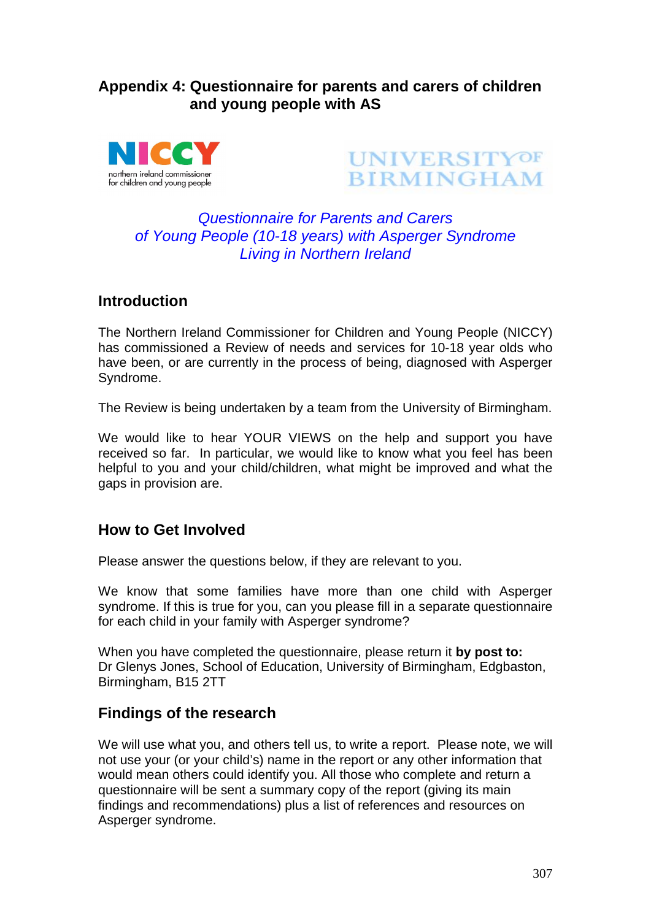## Appendix 4: Questionnaire for parents and carers of children and young people with AS

NICCY
northern ireland commissioner for children and young people

UNIVERSITY OF BIRMINGHAM

*Questionnaire for Parents and Carers of Young People (10-18 years) with Asperger Syndrome Living in Northern Ireland*

### Introduction

The Northern Ireland Commissioner for Children and Young People (NICCY) has commissioned a Review of needs and services for 10-18 year olds who have been, or are currently in the process of being, diagnosed with Asperger Syndrome.

The Review is being undertaken by a team from the University of Birmingham.

We would like to hear YOUR VIEWS on the help and support you have received so far. In particular, we would like to know what you feel has been helpful to you and your child/children, what might be improved and what the gaps in provision are.

### How to Get Involved

Please answer the questions below, if they are relevant to you.

We know that some families have more than one child with Asperger syndrome. If this is true for you, can you please fill in a separate questionnaire for each child in your family with Asperger syndrome?

When you have completed the questionnaire, please return it **by post to:**
Dr Glenys Jones, School of Education, University of Birmingham, Edgbaston, Birmingham, B15 2TT

### Findings of the research

We will use what you, and others tell us, to write a report. Please note, we will not use your (or your child's) name in the report or any other information that would mean others could identify you. All those who complete and return a questionnaire will be sent a summary copy of the report (giving its main findings and recommendations) plus a list of references and resources on Asperger syndrome.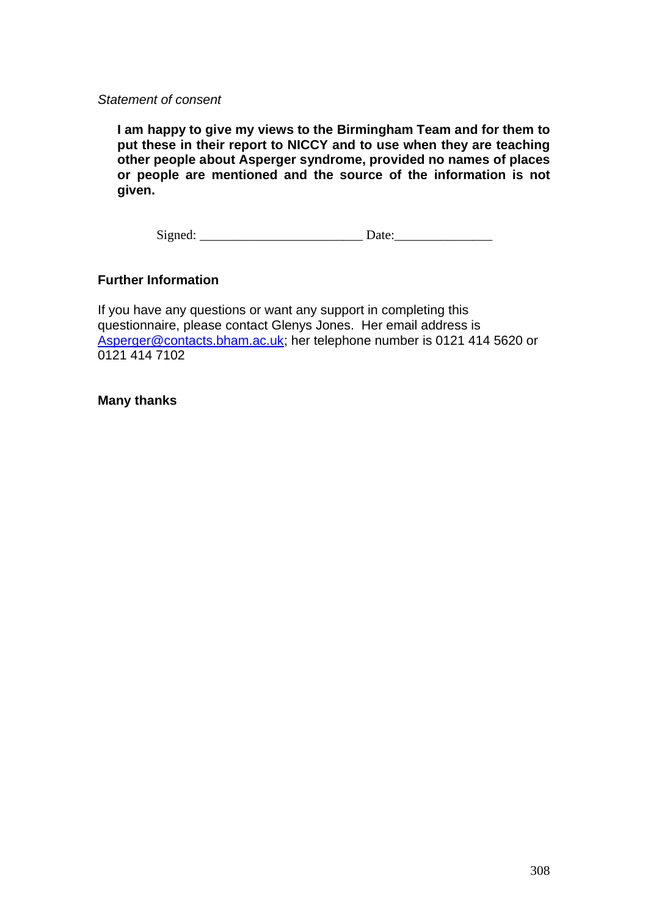*Statement of consent*

> **I am happy to give my views to the Birmingham Team and for them to put these in their report to NICCY and to use when they are teaching other people about Asperger syndrome, provided no names of places or people are mentioned and the source of the information is not given.**

Signed: _________________________ Date:_______________

**Further Information**

If you have any questions or want any support in completing this questionnaire, please contact Glenys Jones. Her email address is Asperger@contacts.bham.ac.uk; her telephone number is 0121 414 5620 or 0121 414 7102

**Many thanks**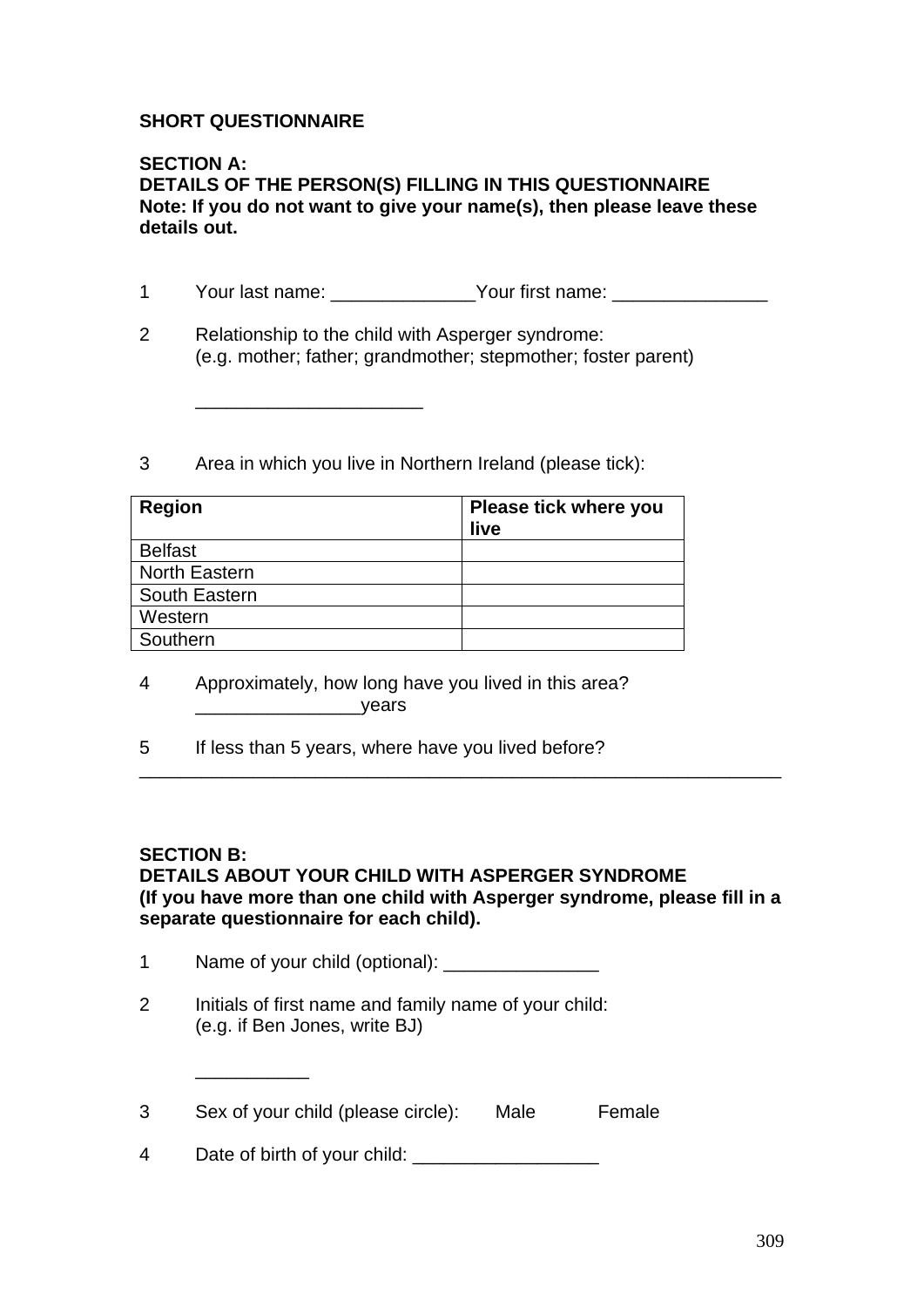**SHORT QUESTIONNAIRE**

**SECTION A:**
**DETAILS OF THE PERSON(S) FILLING IN THIS QUESTIONNAIRE**
**Note: If you do not want to give your name(s), then please leave these details out.**

1 Your last name: ______________Your first name: _______________

2 Relationship to the child with Asperger syndrome:
(e.g. mother; father; grandmother; stepmother; foster parent)

______________________

3 Area in which you live in Northern Ireland (please tick):

| **Region** | **Please tick where you live** |
|---|---|
| Belfast | |
| North Eastern | |
| South Eastern | |
| Western | |
| Southern | |

4 Approximately, how long have you lived in this area?
________________years

5 If less than 5 years, where have you lived before?
_______________________________________________________________

**SECTION B:**
**DETAILS ABOUT YOUR CHILD WITH ASPERGER SYNDROME**
**(If you have more than one child with Asperger syndrome, please fill in a separate questionnaire for each child).**

1 Name of your child (optional): _______________

2 Initials of first name and family name of your child:
(e.g. if Ben Jones, write BJ)

___________

3 Sex of your child (please circle): Male Female

4 Date of birth of your child: __________________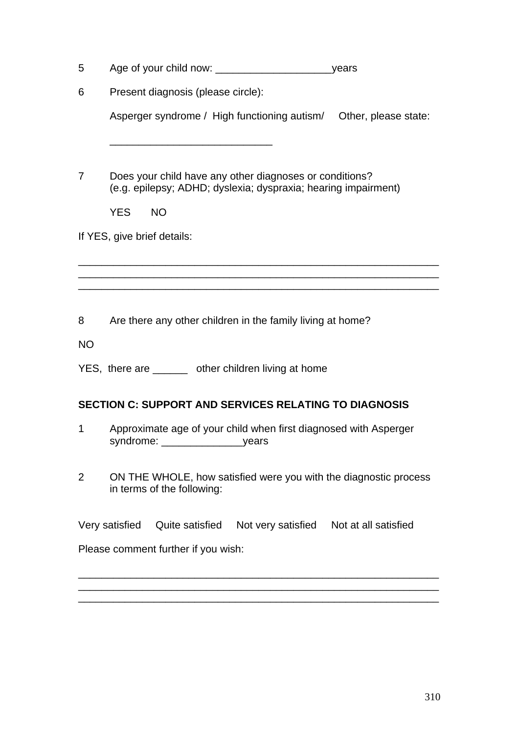5 Age of your child now: ____________________years

6 Present diagnosis (please circle):

Asperger syndrome / High functioning autism/ Other, please state:

____________________________

7 Does your child have any other diagnoses or conditions?
(e.g. epilepsy; ADHD; dyslexia; dyspraxia; hearing impairment)

YES NO

If YES, give brief details:

_______________________________________________________________
_______________________________________________________________
_______________________________________________________________

8 Are there any other children in the family living at home?

NO

YES, there are ______ other children living at home

**SECTION C: SUPPORT AND SERVICES RELATING TO DIAGNOSIS**

1 Approximate age of your child when first diagnosed with Asperger syndrome: ______________years

2 ON THE WHOLE, how satisfied were you with the diagnostic process in terms of the following:

Very satisfied Quite satisfied Not very satisfied Not at all satisfied

Please comment further if you wish:

_______________________________________________________________
_______________________________________________________________
_______________________________________________________________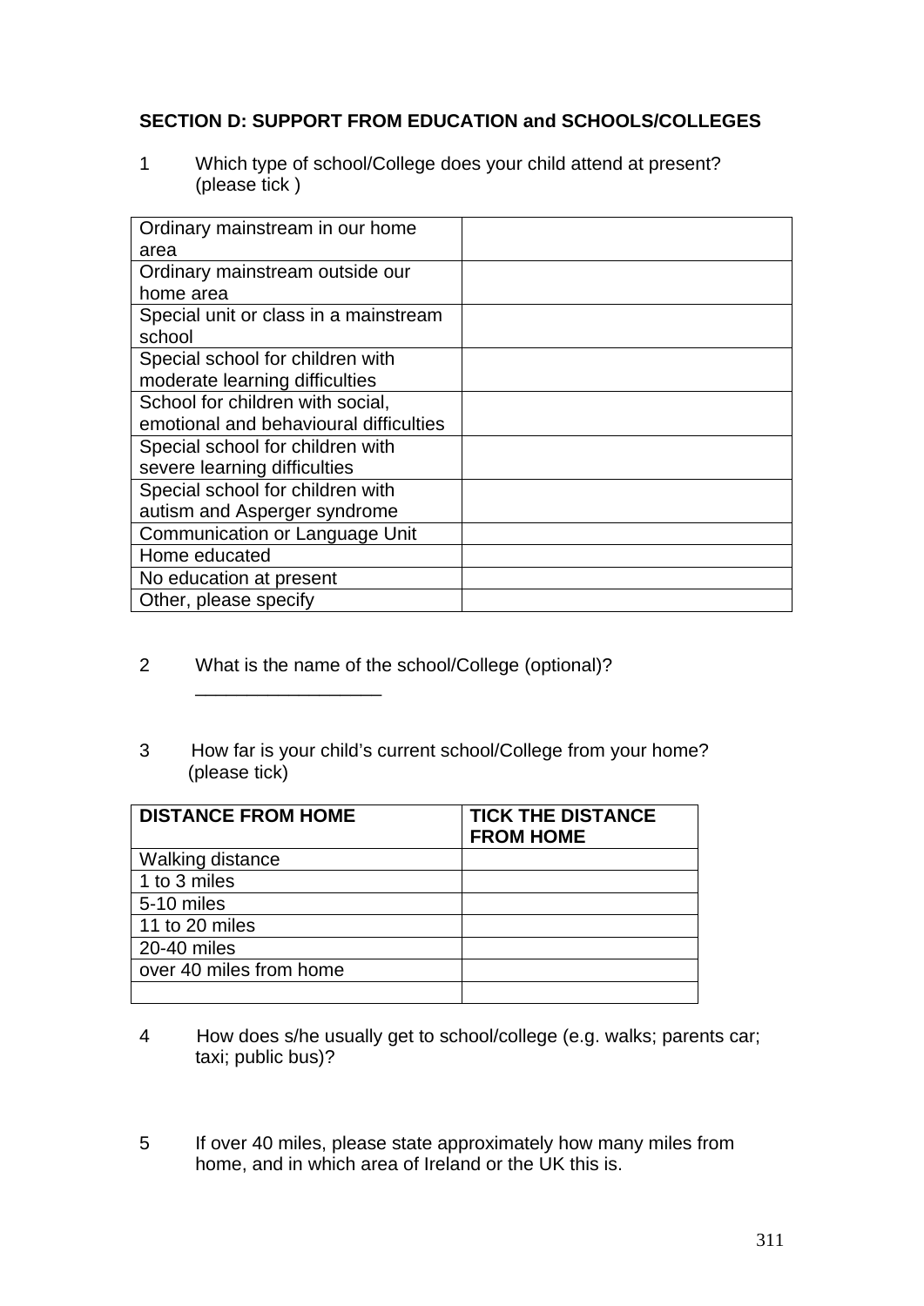## SECTION D: SUPPORT FROM EDUCATION and SCHOOLS/COLLEGES

1 Which type of school/College does your child attend at present? (please tick )

| | |
|---|---|
| Ordinary mainstream in our home area | |
| Ordinary mainstream outside our home area | |
| Special unit or class in a mainstream school | |
| Special school for children with moderate learning difficulties | |
| School for children with social, emotional and behavioural difficulties | |
| Special school for children with severe learning difficulties | |
| Special school for children with autism and Asperger syndrome | |
| Communication or Language Unit | |
| Home educated | |
| No education at present | |
| Other, please specify | |

2 What is the name of the school/College (optional)?

__________________

3 How far is your child's current school/College from your home? (please tick)

| DISTANCE FROM HOME | TICK THE DISTANCE FROM HOME |
|---|---|
| Walking distance | |
| 1 to 3 miles | |
| 5-10 miles | |
| 11 to 20 miles | |
| 20-40 miles | |
| over 40 miles from home | |
| | |

4 How does s/he usually get to school/college (e.g. walks; parents car; taxi; public bus)?

5 If over 40 miles, please state approximately how many miles from home, and in which area of Ireland or the UK this is.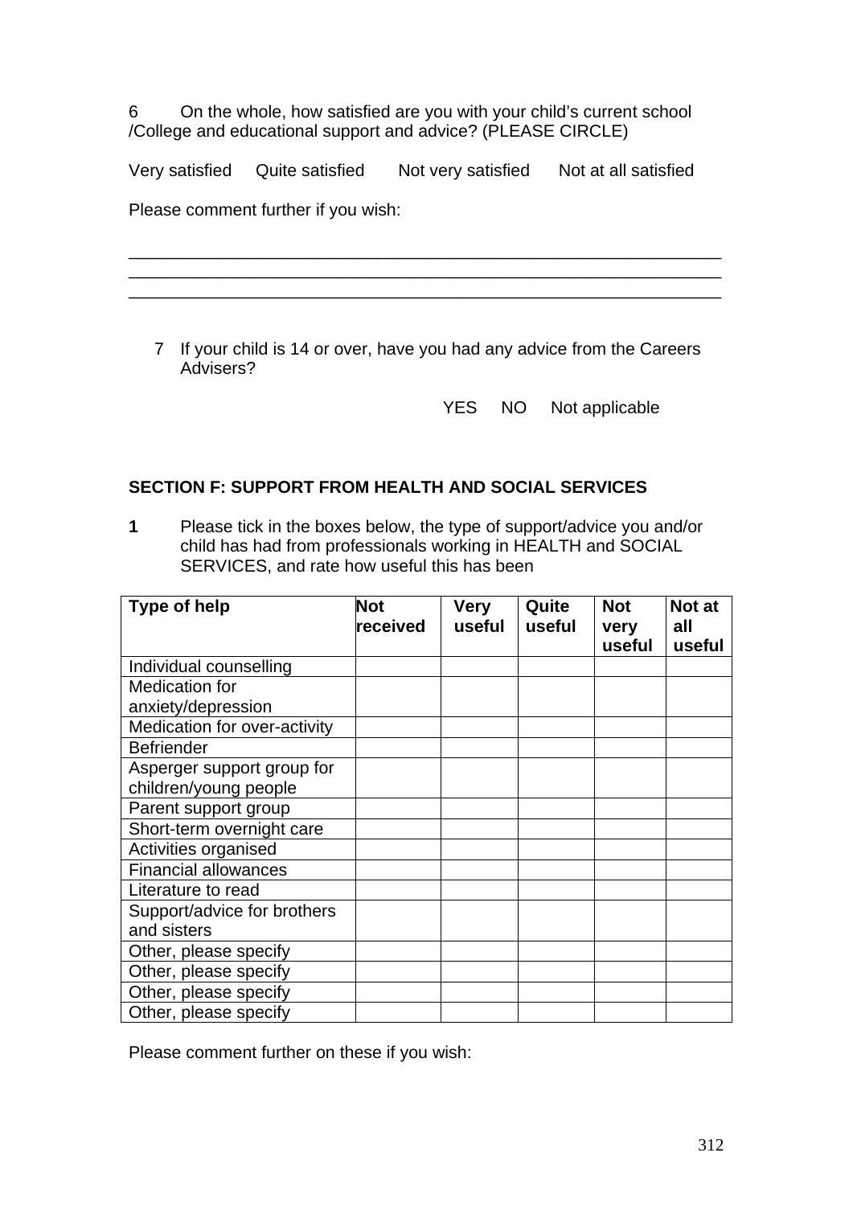6 On the whole, how satisfied are you with your child's current school /College and educational support and advice? (PLEASE CIRCLE)

Very satisfied    Quite satisfied    Not very satisfied    Not at all satisfied

Please comment further if you wish:

_______________________________________________________________
_______________________________________________________________
_______________________________________________________________

7 If your child is 14 or over, have you had any advice from the Careers Advisers?

YES    NO    Not applicable

**SECTION F: SUPPORT FROM HEALTH AND SOCIAL SERVICES**

**1** Please tick in the boxes below, the type of support/advice you and/or child has had from professionals working in HEALTH and SOCIAL SERVICES, and rate how useful this has been

| **Type of help** | **Not received** | **Very useful** | **Quite useful** | **Not very useful** | **Not at all useful** |
|---|---|---|---|---|---|
| Individual counselling | | | | | |
| Medication for anxiety/depression | | | | | |
| Medication for over-activity | | | | | |
| Befriender | | | | | |
| Asperger support group for children/young people | | | | | |
| Parent support group | | | | | |
| Short-term overnight care | | | | | |
| Activities organised | | | | | |
| Financial allowances | | | | | |
| Literature to read | | | | | |
| Support/advice for brothers and sisters | | | | | |
| Other, please specify | | | | | |
| Other, please specify | | | | | |
| Other, please specify | | | | | |
| Other, please specify | | | | | |

Please comment further on these if you wish: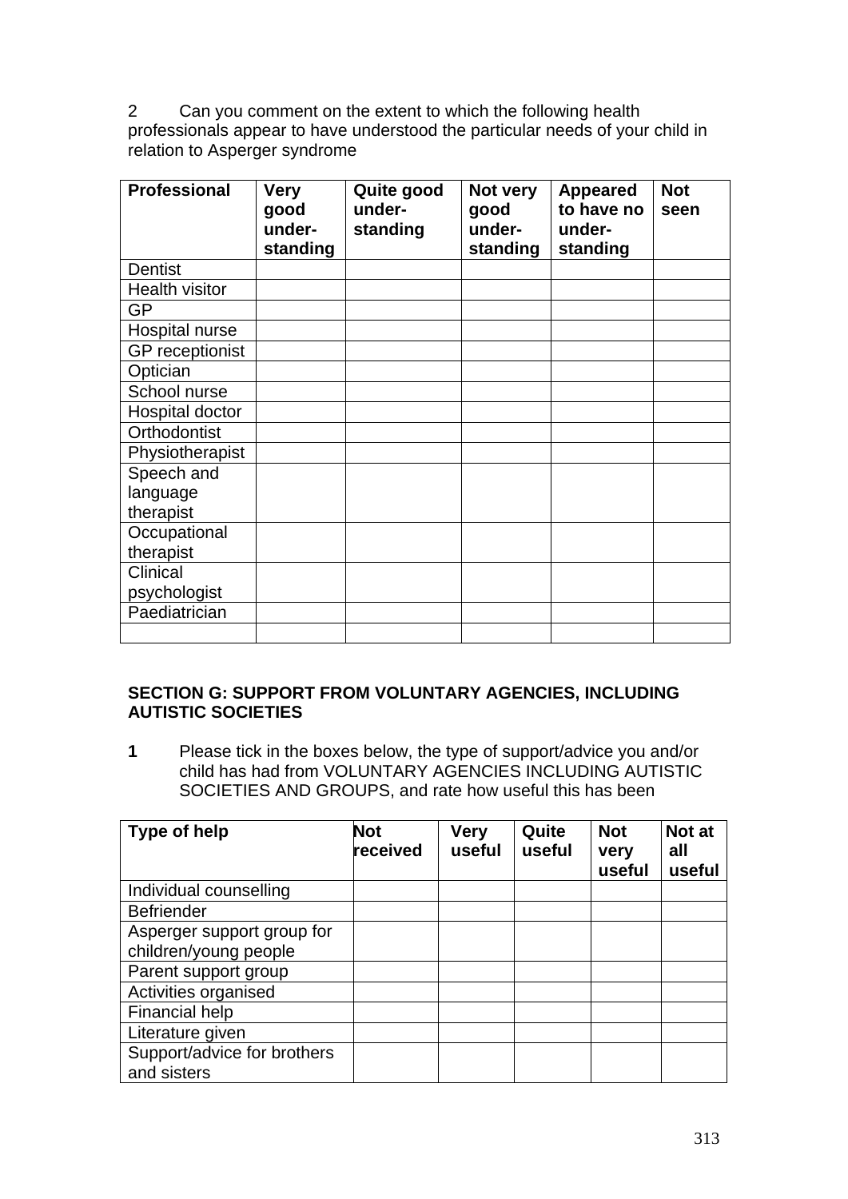2 Can you comment on the extent to which the following health professionals appear to have understood the particular needs of your child in relation to Asperger syndrome

| Professional | Very good under-standing | Quite good under-standing | Not very good under-standing | Appeared to have no under-standing | Not seen |
|---|---|---|---|---|---|
| Dentist | | | | | |
| Health visitor | | | | | |
| GP | | | | | |
| Hospital nurse | | | | | |
| GP receptionist | | | | | |
| Optician | | | | | |
| School nurse | | | | | |
| Hospital doctor | | | | | |
| Orthodontist | | | | | |
| Physiotherapist | | | | | |
| Speech and language therapist | | | | | |
| Occupational therapist | | | | | |
| Clinical psychologist | | | | | |
| Paediatrician | | | | | |
| | | | | | |

**SECTION G: SUPPORT FROM VOLUNTARY AGENCIES, INCLUDING AUTISTIC SOCIETIES**

**1** Please tick in the boxes below, the type of support/advice you and/or child has had from VOLUNTARY AGENCIES INCLUDING AUTISTIC SOCIETIES AND GROUPS, and rate how useful this has been

| Type of help | Not received | Very useful | Quite useful | Not very useful | Not at all useful |
|---|---|---|---|---|---|
| Individual counselling | | | | | |
| Befriender | | | | | |
| Asperger support group for children/young people | | | | | |
| Parent support group | | | | | |
| Activities organised | | | | | |
| Financial help | | | | | |
| Literature given | | | | | |
| Support/advice for brothers and sisters | | | | | |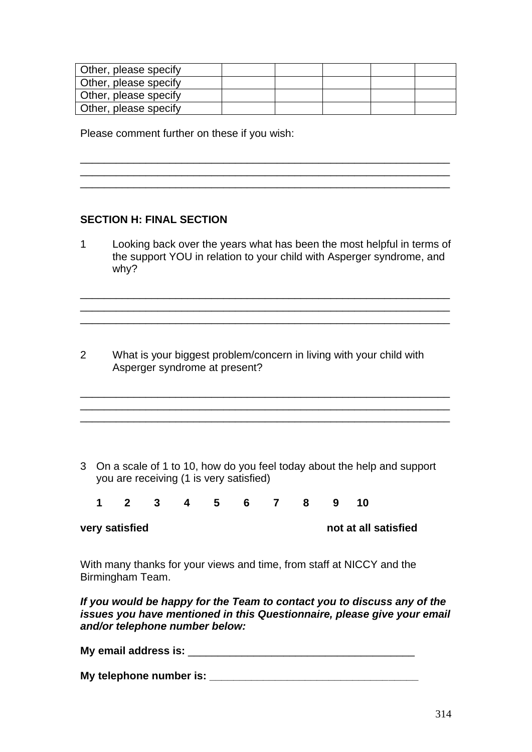| | | | | | |
|---|---|---|---|---|---|
| Other, please specify | | | | | |
| Other, please specify | | | | | |
| Other, please specify | | | | | |
| Other, please specify | | | | | |

Please comment further on these if you wish:

_______________________________________________________________
_______________________________________________________________
_______________________________________________________________

**SECTION H: FINAL SECTION**

1 Looking back over the years what has been the most helpful in terms of the support YOU in relation to your child with Asperger syndrome, and why?

_______________________________________________________________
_______________________________________________________________
_______________________________________________________________

2 What is your biggest problem/concern in living with your child with Asperger syndrome at present?

_______________________________________________________________
_______________________________________________________________
_______________________________________________________________

3 On a scale of 1 to 10, how do you feel today about the help and support you are receiving (1 is very satisfied)

**1 2 3 4 5 6 7 8 9 10**

**very satisfied** **not at all satisfied**

With many thanks for your views and time, from staff at NICCY and the Birmingham Team.

***If you would be happy for the Team to contact you to discuss any of the issues you have mentioned in this Questionnaire, please give your email and/or telephone number below:***

**My email address is:** ______________________________________

**My telephone number is:** ___________________________________